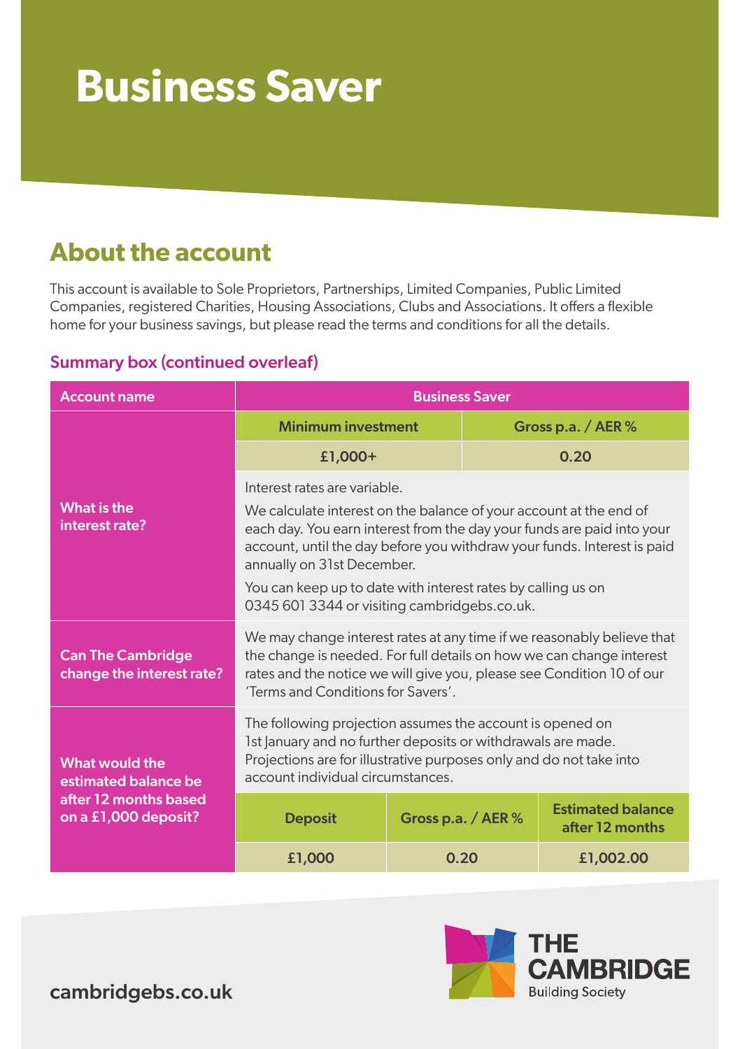# Business Saver

## About the account

This account is available to Sole Proprietors, Partnerships, Limited Companies, Public Limited Companies, registered Charities, Housing Associations, Clubs and Associations. It offers a flexible home for your business savings, but please read the terms and conditions for all the details.

### Summary box (continued overleaf)

| Account name | Business Saver | | |
|---|---|---|---|
| What is the interest rate? | **Minimum investment** | | **Gross p.a. / AER %** |
| | £1,000+ | | 0.20 |
| | Interest rates are variable.<br><br>We calculate interest on the balance of your account at the end of each day. You earn interest from the day your funds are paid into your account, until the day before you withdraw your funds. Interest is paid annually on 31st December.<br><br>You can keep up to date with interest rates by calling us on 0345 601 3344 or visiting cambridgebs.co.uk. | | |
| Can The Cambridge change the interest rate? | We may change interest rates at any time if we reasonably believe that the change is needed. For full details on how we can change interest rates and the notice we will give you, please see Condition 10 of our 'Terms and Conditions for Savers'. | | |
| What would the estimated balance be after 12 months based on a £1,000 deposit? | The following projection assumes the account is opened on 1st January and no further deposits or withdrawals are made. Projections are for illustrative purposes only and do not take into account individual circumstances. | | |
| | **Deposit** | **Gross p.a. / AER %** | **Estimated balance after 12 months** |
| | £1,000 | 0.20 | £1,002.00 |

cambridgebs.co.uk

THE CAMBRIDGE Building Society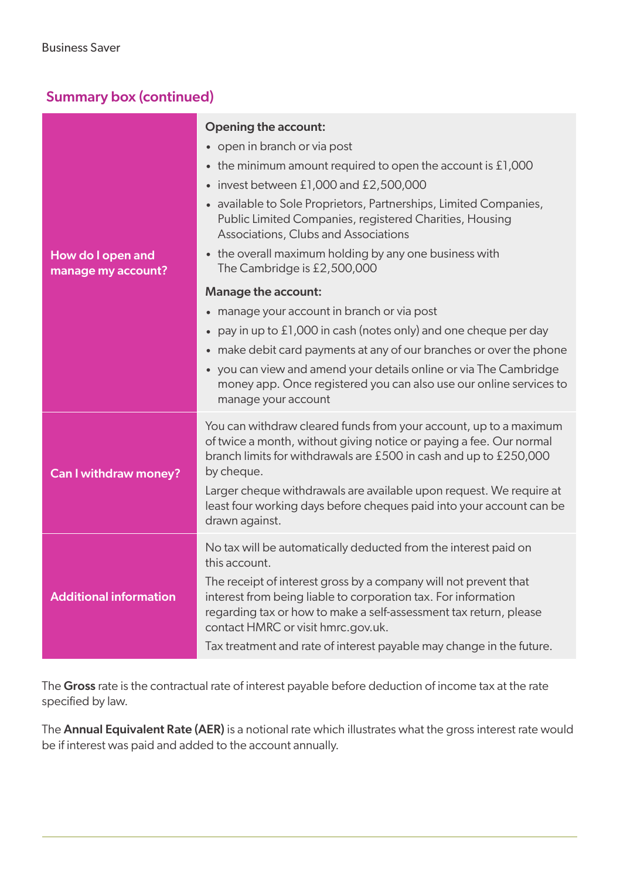Business Saver

## Summary box (continued)

| | |
|---|---|
| **How do I open and manage my account?** | **Opening the account:**<br>• open in branch or via post<br>• the minimum amount required to open the account is £1,000<br>• invest between £1,000 and £2,500,000<br>• available to Sole Proprietors, Partnerships, Limited Companies, Public Limited Companies, registered Charities, Housing Associations, Clubs and Associations<br>• the overall maximum holding by any one business with The Cambridge is £2,500,000<br>**Manage the account:**<br>• manage your account in branch or via post<br>• pay in up to £1,000 in cash (notes only) and one cheque per day<br>• make debit card payments at any of our branches or over the phone<br>• you can view and amend your details online or via The Cambridge money app. Once registered you can also use our online services to manage your account |
| **Can I withdraw money?** | You can withdraw cleared funds from your account, up to a maximum of twice a month, without giving notice or paying a fee. Our normal branch limits for withdrawals are £500 in cash and up to £250,000 by cheque.<br>Larger cheque withdrawals are available upon request. We require at least four working days before cheques paid into your account can be drawn against. |
| **Additional information** | No tax will be automatically deducted from the interest paid on this account.<br>The receipt of interest gross by a company will not prevent that interest from being liable to corporation tax. For information regarding tax or how to make a self-assessment tax return, please contact HMRC or visit hmrc.gov.uk.<br>Tax treatment and rate of interest payable may change in the future. |

The **Gross** rate is the contractual rate of interest payable before deduction of income tax at the rate specified by law.

The **Annual Equivalent Rate (AER)** is a notional rate which illustrates what the gross interest rate would be if interest was paid and added to the account annually.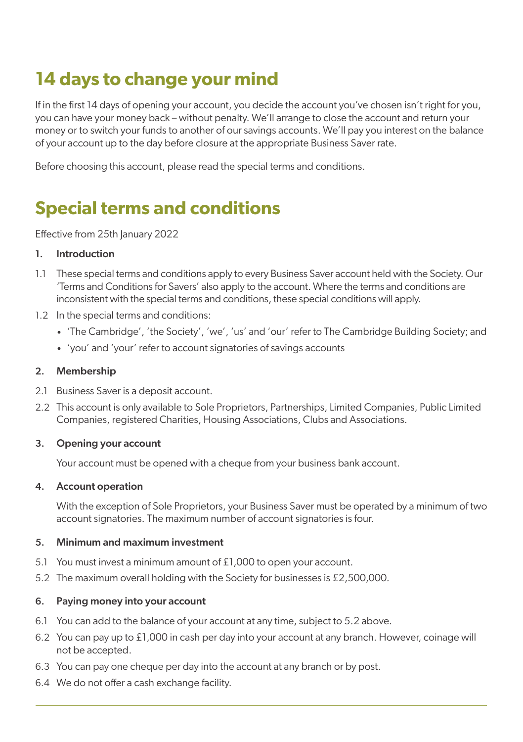# 14 days to change your mind

If in the first 14 days of opening your account, you decide the account you've chosen isn't right for you, you can have your money back – without penalty. We'll arrange to close the account and return your money or to switch your funds to another of our savings accounts. We'll pay you interest on the balance of your account up to the day before closure at the appropriate Business Saver rate.

Before choosing this account, please read the special terms and conditions.

# Special terms and conditions

Effective from 25th January 2022

### 1. Introduction

1.1 These special terms and conditions apply to every Business Saver account held with the Society. Our 'Terms and Conditions for Savers' also apply to the account. Where the terms and conditions are inconsistent with the special terms and conditions, these special conditions will apply.

1.2 In the special terms and conditions:

- 'The Cambridge', 'the Society', 'we', 'us' and 'our' refer to The Cambridge Building Society; and
- 'you' and 'your' refer to account signatories of savings accounts

### 2. Membership

2.1 Business Saver is a deposit account.

2.2 This account is only available to Sole Proprietors, Partnerships, Limited Companies, Public Limited Companies, registered Charities, Housing Associations, Clubs and Associations.

### 3. Opening your account

Your account must be opened with a cheque from your business bank account.

### 4. Account operation

With the exception of Sole Proprietors, your Business Saver must be operated by a minimum of two account signatories. The maximum number of account signatories is four.

### 5. Minimum and maximum investment

5.1 You must invest a minimum amount of £1,000 to open your account.

5.2 The maximum overall holding with the Society for businesses is £2,500,000.

### 6. Paying money into your account

6.1 You can add to the balance of your account at any time, subject to 5.2 above.

6.2 You can pay up to £1,000 in cash per day into your account at any branch. However, coinage will not be accepted.

6.3 You can pay one cheque per day into the account at any branch or by post.

6.4 We do not offer a cash exchange facility.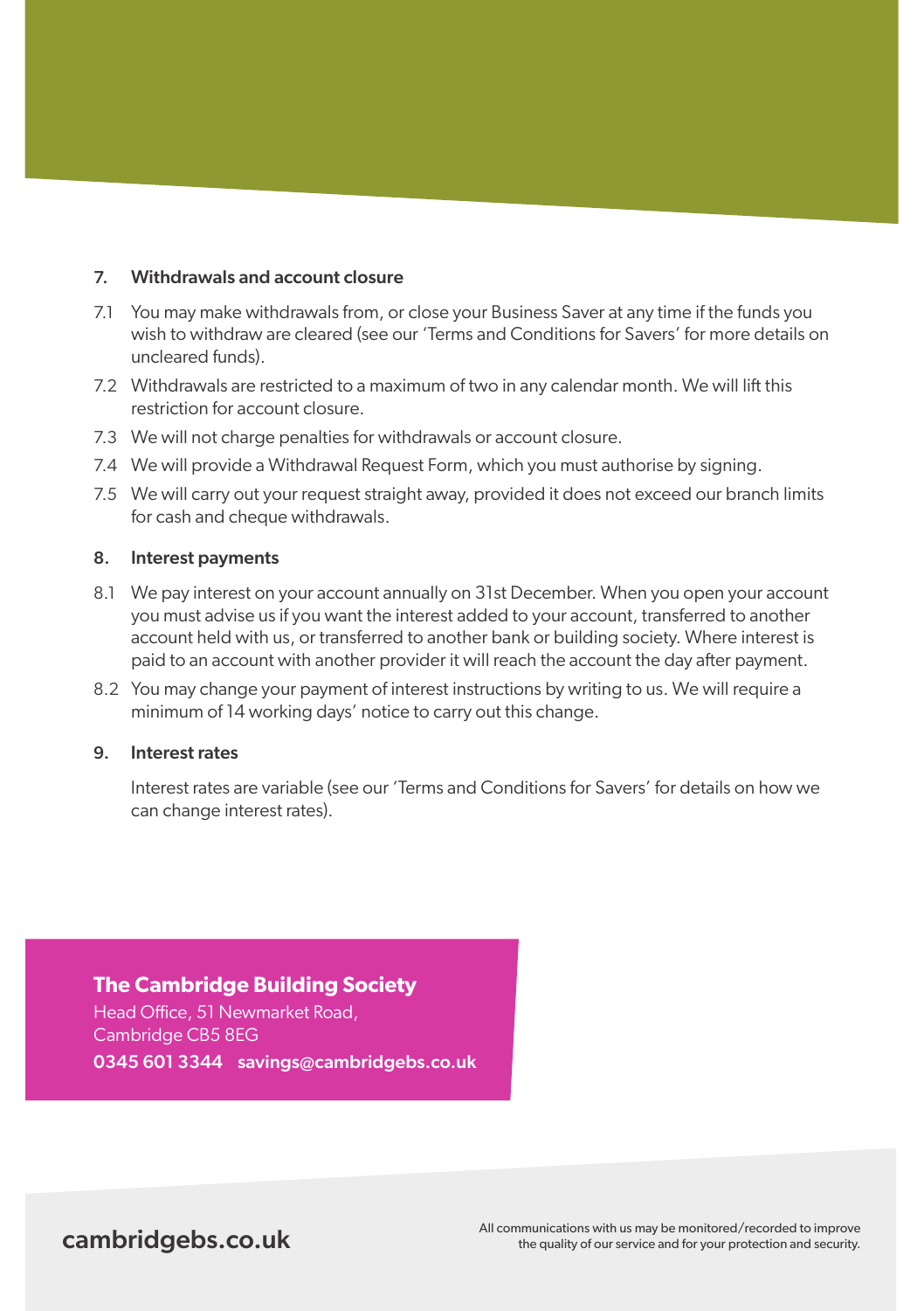## 7. Withdrawals and account closure

7.1 You may make withdrawals from, or close your Business Saver at any time if the funds you wish to withdraw are cleared (see our 'Terms and Conditions for Savers' for more details on uncleared funds).

7.2 Withdrawals are restricted to a maximum of two in any calendar month. We will lift this restriction for account closure.

7.3 We will not charge penalties for withdrawals or account closure.

7.4 We will provide a Withdrawal Request Form, which you must authorise by signing.

7.5 We will carry out your request straight away, provided it does not exceed our branch limits for cash and cheque withdrawals.

## 8. Interest payments

8.1 We pay interest on your account annually on 31st December. When you open your account you must advise us if you want the interest added to your account, transferred to another account held with us, or transferred to another bank or building society. Where interest is paid to an account with another provider it will reach the account the day after payment.

8.2 You may change your payment of interest instructions by writing to us. We will require a minimum of 14 working days' notice to carry out this change.

## 9. Interest rates

Interest rates are variable (see our 'Terms and Conditions for Savers' for details on how we can change interest rates).

**The Cambridge Building Society**
Head Office, 51 Newmarket Road,
Cambridge CB5 8EG
**0345 601 3344 savings@cambridgebs.co.uk**

cambridgebs.co.uk

All communications with us may be monitored/recorded to improve the quality of our service and for your protection and security.